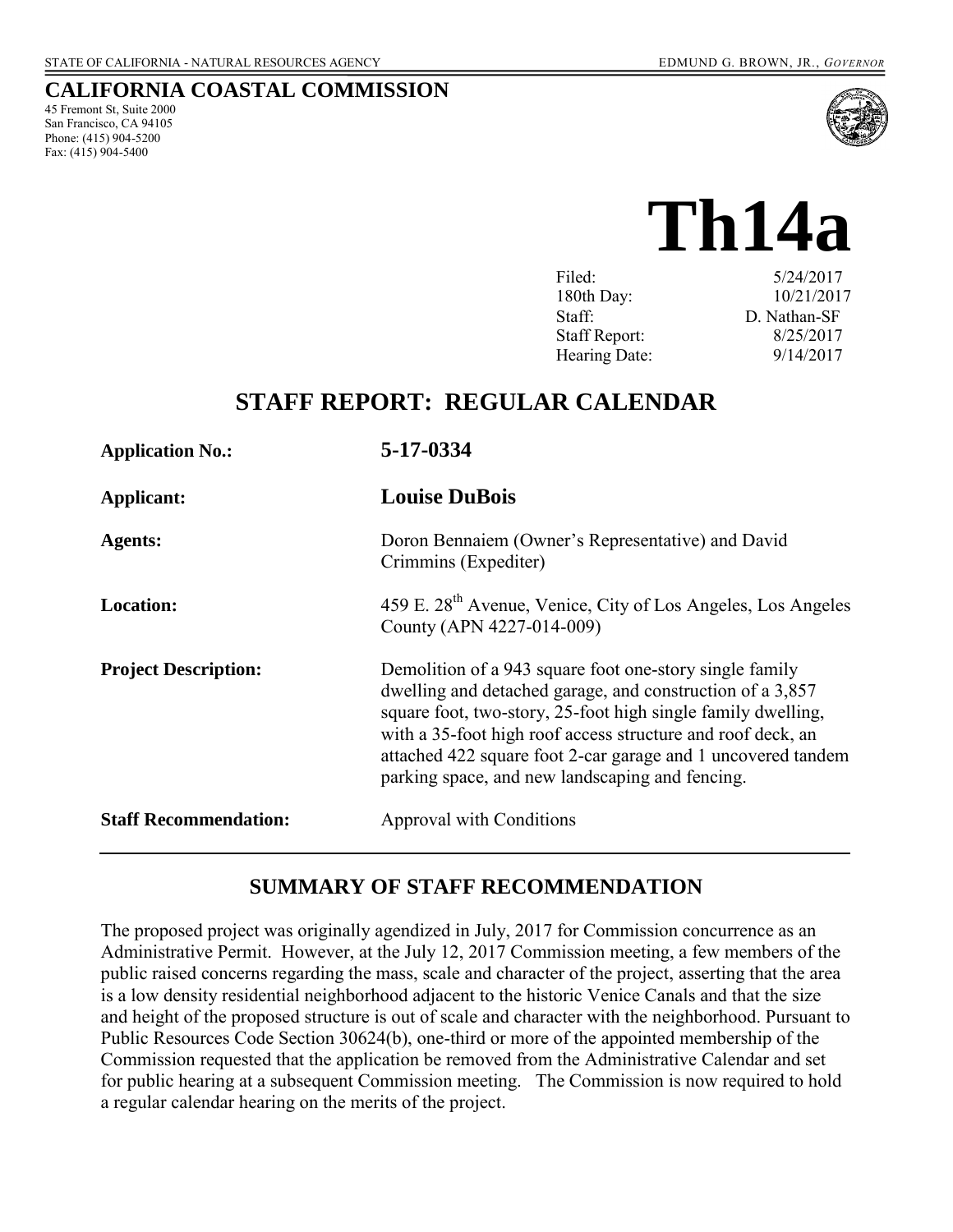STATE OF CALIFORNIA - NATURAL RESOURCES AGENCY

EDMUND G. BROWN, JR., *GOVERNOR*

**CALIFORNIA COASTAL COMMISSION**
45 Fremont St, Suite 2000
San Francisco, CA 94105
Phone: (415) 904-5200
Fax: (415) 904-5400

# Th14a

| | |
|---|---|
| Filed: | 5/24/2017 |
| 180th Day: | 10/21/2017 |
| Staff: | D. Nathan-SF |
| Staff Report: | 8/25/2017 |
| Hearing Date: | 9/14/2017 |

## STAFF REPORT: REGULAR CALENDAR

**Application No.:** **5-17-0334**

**Applicant:** **Louise DuBois**

**Agents:** Doron Bennaiem (Owner's Representative) and David Crimmins (Expediter)

**Location:** 459 E. 28th Avenue, Venice, City of Los Angeles, Los Angeles County (APN 4227-014-009)

**Project Description:** Demolition of a 943 square foot one-story single family dwelling and detached garage, and construction of a 3,857 square foot, two-story, 25-foot high single family dwelling, with a 35-foot high roof access structure and roof deck, an attached 422 square foot 2-car garage and 1 uncovered tandem parking space, and new landscaping and fencing.

**Staff Recommendation:** Approval with Conditions

---

## SUMMARY OF STAFF RECOMMENDATION

The proposed project was originally agendized in July, 2017 for Commission concurrence as an Administrative Permit. However, at the July 12, 2017 Commission meeting, a few members of the public raised concerns regarding the mass, scale and character of the project, asserting that the area is a low density residential neighborhood adjacent to the historic Venice Canals and that the size and height of the proposed structure is out of scale and character with the neighborhood. Pursuant to Public Resources Code Section 30624(b), one-third or more of the appointed membership of the Commission requested that the application be removed from the Administrative Calendar and set for public hearing at a subsequent Commission meeting. The Commission is now required to hold a regular calendar hearing on the merits of the project.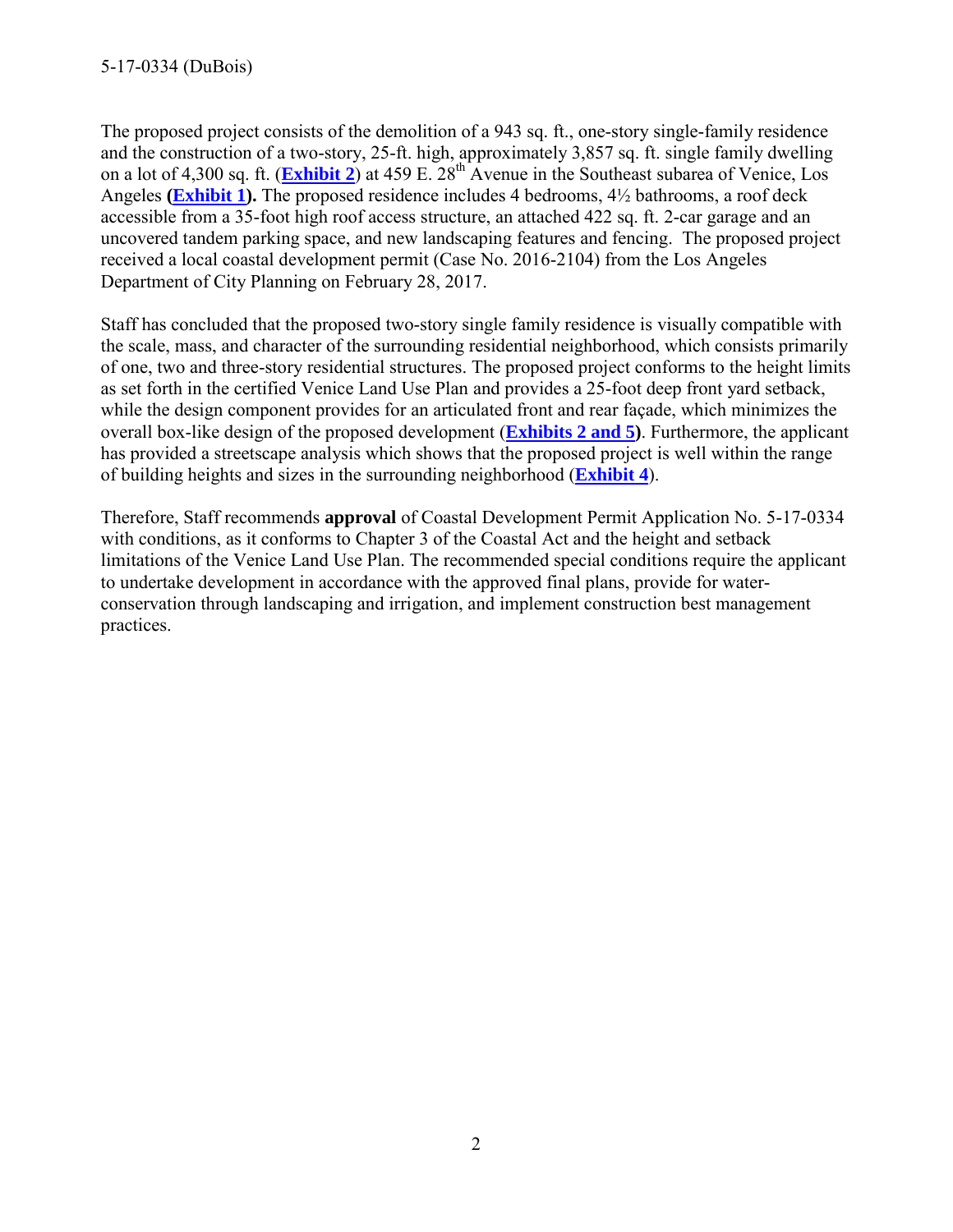The proposed project consists of the demolition of a 943 sq. ft., one-story single-family residence and the construction of a two-story, 25-ft. high, approximately 3,857 sq. ft. single family dwelling on a lot of 4,300 sq. ft. (**Exhibit 2**) at 459 E. 28th Avenue in the Southeast subarea of Venice, Los Angeles **(Exhibit 1).** The proposed residence includes 4 bedrooms, 4½ bathrooms, a roof deck accessible from a 35-foot high roof access structure, an attached 422 sq. ft. 2-car garage and an uncovered tandem parking space, and new landscaping features and fencing. The proposed project received a local coastal development permit (Case No. 2016-2104) from the Los Angeles Department of City Planning on February 28, 2017.

Staff has concluded that the proposed two-story single family residence is visually compatible with the scale, mass, and character of the surrounding residential neighborhood, which consists primarily of one, two and three-story residential structures. The proposed project conforms to the height limits as set forth in the certified Venice Land Use Plan and provides a 25-foot deep front yard setback, while the design component provides for an articulated front and rear façade, which minimizes the overall box-like design of the proposed development (**Exhibits 2 and 5)**. Furthermore, the applicant has provided a streetscape analysis which shows that the proposed project is well within the range of building heights and sizes in the surrounding neighborhood (**Exhibit 4**).

Therefore, Staff recommends **approval** of Coastal Development Permit Application No. 5-17-0334 with conditions, as it conforms to Chapter 3 of the Coastal Act and the height and setback limitations of the Venice Land Use Plan. The recommended special conditions require the applicant to undertake development in accordance with the approved final plans, provide for water-conservation through landscaping and irrigation, and implement construction best management practices.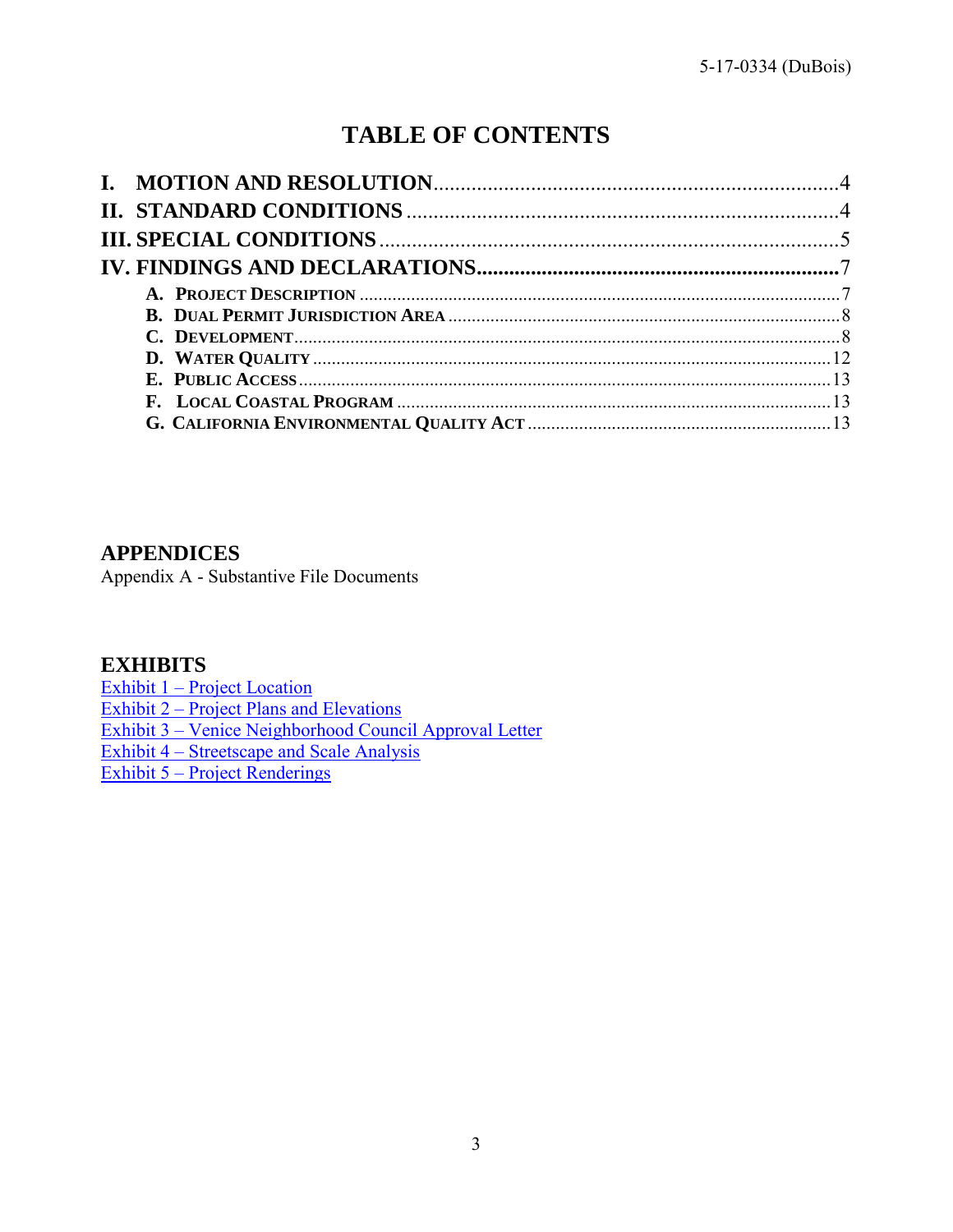# TABLE OF CONTENTS

**I. MOTION AND RESOLUTION** .......... 4
**II. STANDARD CONDITIONS** .......... 4
**III. SPECIAL CONDITIONS** .......... 5
**IV. FINDINGS AND DECLARATIONS** .......... 7

- **A. PROJECT DESCRIPTION** .......... 7
- **B. DUAL PERMIT JURISDICTION AREA** .......... 8
- **C. DEVELOPMENT** .......... 8
- **D. WATER QUALITY** .......... 12
- **E. PUBLIC ACCESS** .......... 13
- **F. LOCAL COASTAL PROGRAM** .......... 13
- **G. CALIFORNIA ENVIRONMENTAL QUALITY ACT** .......... 13

## APPENDICES

Appendix A - Substantive File Documents

## EXHIBITS

Exhibit 1 – Project Location
Exhibit 2 – Project Plans and Elevations
Exhibit 3 – Venice Neighborhood Council Approval Letter
Exhibit 4 – Streetscape and Scale Analysis
Exhibit 5 – Project Renderings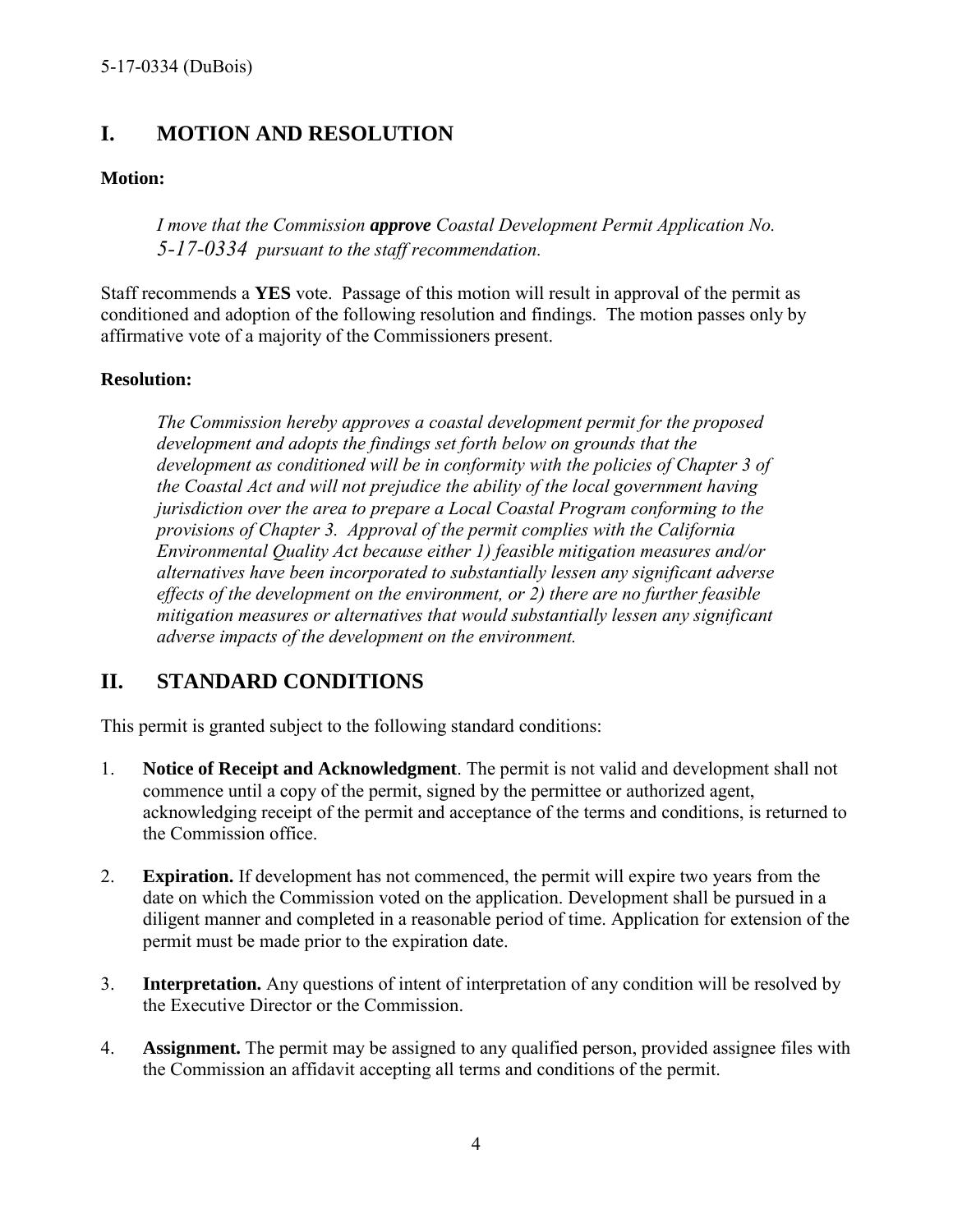## I. MOTION AND RESOLUTION

**Motion:**

> *I move that the Commission **approve** Coastal Development Permit Application No. 5-17-0334 pursuant to the staff recommendation.*

Staff recommends a **YES** vote. Passage of this motion will result in approval of the permit as conditioned and adoption of the following resolution and findings. The motion passes only by affirmative vote of a majority of the Commissioners present.

**Resolution:**

> *The Commission hereby approves a coastal development permit for the proposed development and adopts the findings set forth below on grounds that the development as conditioned will be in conformity with the policies of Chapter 3 of the Coastal Act and will not prejudice the ability of the local government having jurisdiction over the area to prepare a Local Coastal Program conforming to the provisions of Chapter 3. Approval of the permit complies with the California Environmental Quality Act because either 1) feasible mitigation measures and/or alternatives have been incorporated to substantially lessen any significant adverse effects of the development on the environment, or 2) there are no further feasible mitigation measures or alternatives that would substantially lessen any significant adverse impacts of the development on the environment.*

## II. STANDARD CONDITIONS

This permit is granted subject to the following standard conditions:

1. **Notice of Receipt and Acknowledgment**. The permit is not valid and development shall not commence until a copy of the permit, signed by the permittee or authorized agent, acknowledging receipt of the permit and acceptance of the terms and conditions, is returned to the Commission office.

2. **Expiration.** If development has not commenced, the permit will expire two years from the date on which the Commission voted on the application. Development shall be pursued in a diligent manner and completed in a reasonable period of time. Application for extension of the permit must be made prior to the expiration date.

3. **Interpretation.** Any questions of intent of interpretation of any condition will be resolved by the Executive Director or the Commission.

4. **Assignment.** The permit may be assigned to any qualified person, provided assignee files with the Commission an affidavit accepting all terms and conditions of the permit.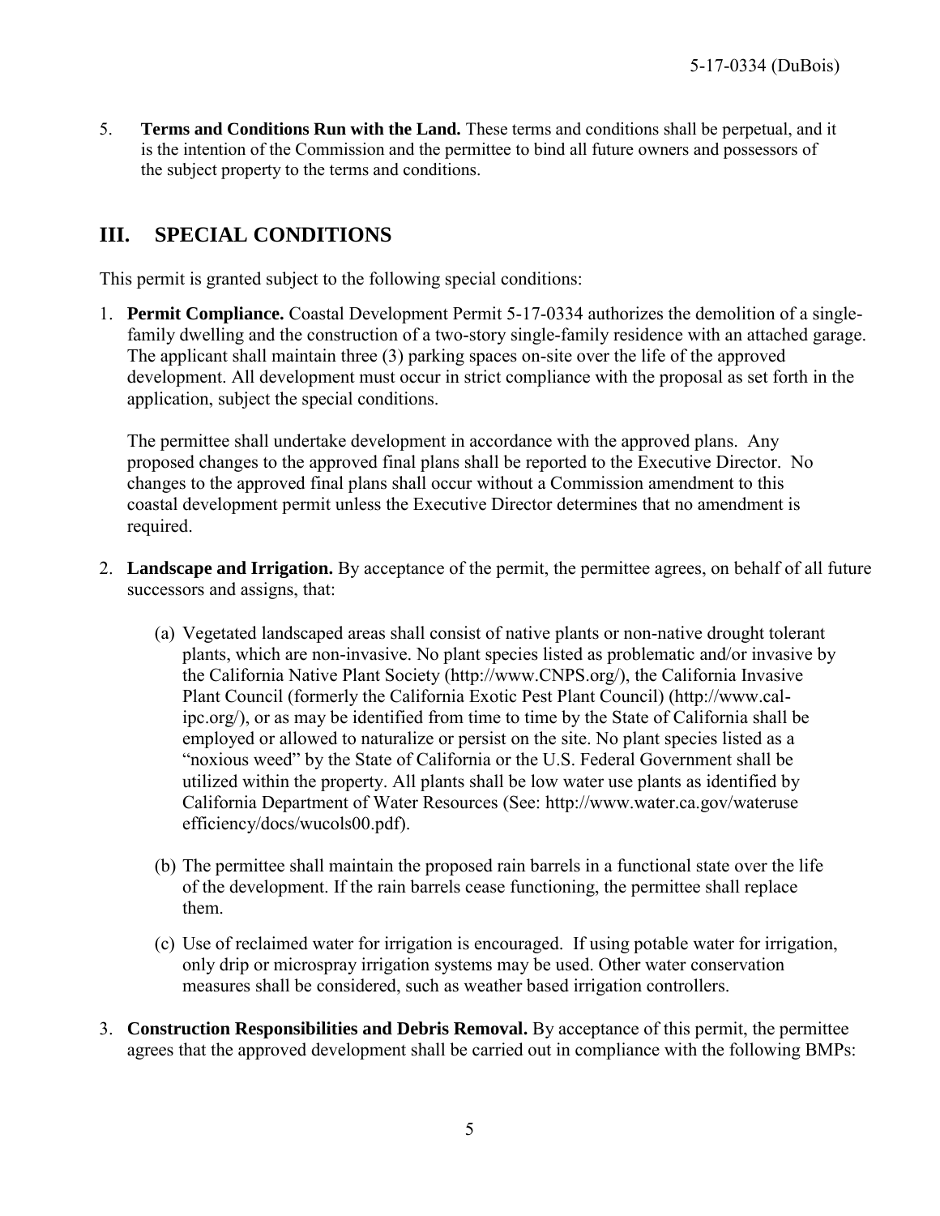5. **Terms and Conditions Run with the Land.** These terms and conditions shall be perpetual, and it is the intention of the Commission and the permittee to bind all future owners and possessors of the subject property to the terms and conditions.

## III. SPECIAL CONDITIONS

This permit is granted subject to the following special conditions:

1. **Permit Compliance.** Coastal Development Permit 5-17-0334 authorizes the demolition of a single-family dwelling and the construction of a two-story single-family residence with an attached garage. The applicant shall maintain three (3) parking spaces on-site over the life of the approved development. All development must occur in strict compliance with the proposal as set forth in the application, subject the special conditions.

   The permittee shall undertake development in accordance with the approved plans. Any proposed changes to the approved final plans shall be reported to the Executive Director. No changes to the approved final plans shall occur without a Commission amendment to this coastal development permit unless the Executive Director determines that no amendment is required.

2. **Landscape and Irrigation.** By acceptance of the permit, the permittee agrees, on behalf of all future successors and assigns, that:

   (a) Vegetated landscaped areas shall consist of native plants or non-native drought tolerant plants, which are non-invasive. No plant species listed as problematic and/or invasive by the California Native Plant Society (http://www.CNPS.org/), the California Invasive Plant Council (formerly the California Exotic Pest Plant Council) (http://www.cal-ipc.org/), or as may be identified from time to time by the State of California shall be employed or allowed to naturalize or persist on the site. No plant species listed as a "noxious weed" by the State of California or the U.S. Federal Government shall be utilized within the property. All plants shall be low water use plants as identified by California Department of Water Resources (See: http://www.water.ca.gov/wateruse efficiency/docs/wucols00.pdf).

   (b) The permittee shall maintain the proposed rain barrels in a functional state over the life of the development. If the rain barrels cease functioning, the permittee shall replace them.

   (c) Use of reclaimed water for irrigation is encouraged. If using potable water for irrigation, only drip or microspray irrigation systems may be used. Other water conservation measures shall be considered, such as weather based irrigation controllers.

3. **Construction Responsibilities and Debris Removal.** By acceptance of this permit, the permittee agrees that the approved development shall be carried out in compliance with the following BMPs: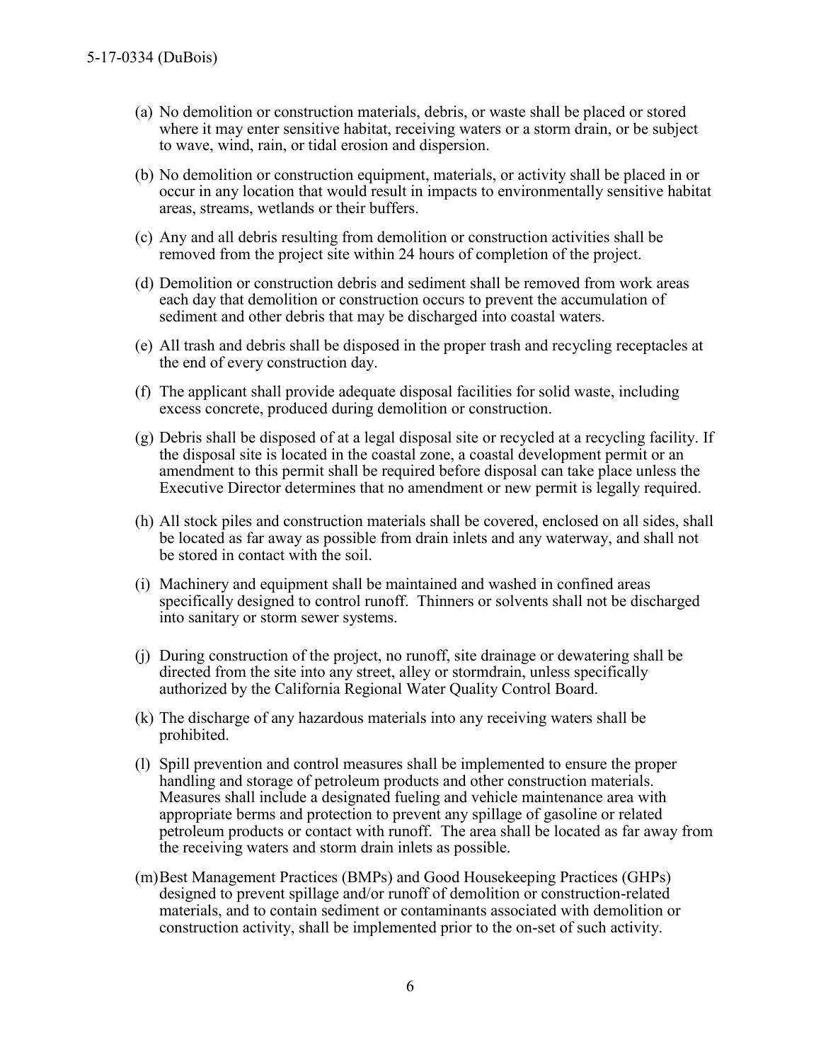(a) No demolition or construction materials, debris, or waste shall be placed or stored where it may enter sensitive habitat, receiving waters or a storm drain, or be subject to wave, wind, rain, or tidal erosion and dispersion.

(b) No demolition or construction equipment, materials, or activity shall be placed in or occur in any location that would result in impacts to environmentally sensitive habitat areas, streams, wetlands or their buffers.

(c) Any and all debris resulting from demolition or construction activities shall be removed from the project site within 24 hours of completion of the project.

(d) Demolition or construction debris and sediment shall be removed from work areas each day that demolition or construction occurs to prevent the accumulation of sediment and other debris that may be discharged into coastal waters.

(e) All trash and debris shall be disposed in the proper trash and recycling receptacles at the end of every construction day.

(f) The applicant shall provide adequate disposal facilities for solid waste, including excess concrete, produced during demolition or construction.

(g) Debris shall be disposed of at a legal disposal site or recycled at a recycling facility. If the disposal site is located in the coastal zone, a coastal development permit or an amendment to this permit shall be required before disposal can take place unless the Executive Director determines that no amendment or new permit is legally required.

(h) All stock piles and construction materials shall be covered, enclosed on all sides, shall be located as far away as possible from drain inlets and any waterway, and shall not be stored in contact with the soil.

(i) Machinery and equipment shall be maintained and washed in confined areas specifically designed to control runoff. Thinners or solvents shall not be discharged into sanitary or storm sewer systems.

(j) During construction of the project, no runoff, site drainage or dewatering shall be directed from the site into any street, alley or stormdrain, unless specifically authorized by the California Regional Water Quality Control Board.

(k) The discharge of any hazardous materials into any receiving waters shall be prohibited.

(l) Spill prevention and control measures shall be implemented to ensure the proper handling and storage of petroleum products and other construction materials. Measures shall include a designated fueling and vehicle maintenance area with appropriate berms and protection to prevent any spillage of gasoline or related petroleum products or contact with runoff. The area shall be located as far away from the receiving waters and storm drain inlets as possible.

(m) Best Management Practices (BMPs) and Good Housekeeping Practices (GHPs) designed to prevent spillage and/or runoff of demolition or construction-related materials, and to contain sediment or contaminants associated with demolition or construction activity, shall be implemented prior to the on-set of such activity.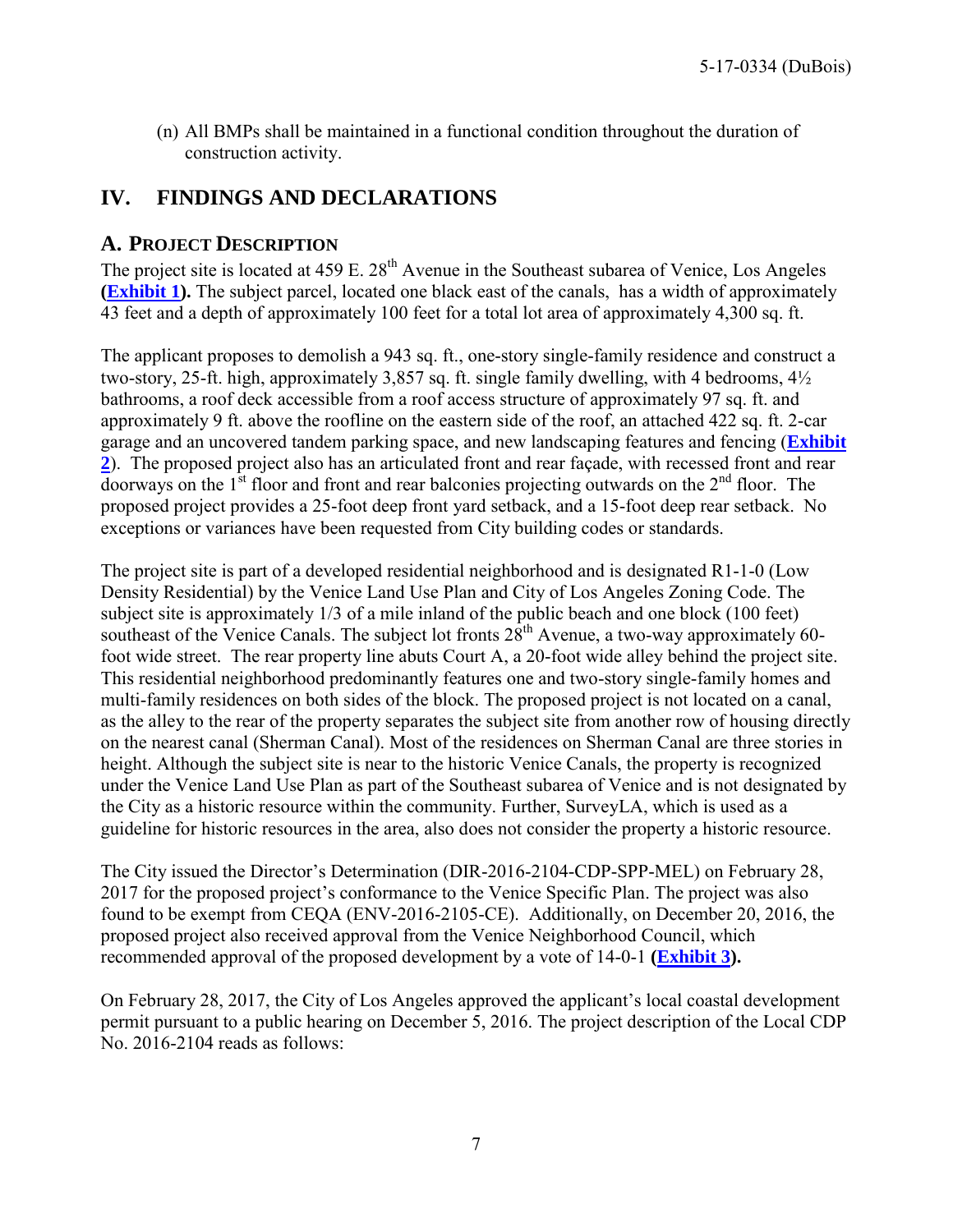(n) All BMPs shall be maintained in a functional condition throughout the duration of construction activity.

# IV. FINDINGS AND DECLARATIONS

## A. PROJECT DESCRIPTION

The project site is located at 459 E. 28th Avenue in the Southeast subarea of Venice, Los Angeles **(Exhibit 1).** The subject parcel, located one black east of the canals, has a width of approximately 43 feet and a depth of approximately 100 feet for a total lot area of approximately 4,300 sq. ft.

The applicant proposes to demolish a 943 sq. ft., one-story single-family residence and construct a two-story, 25-ft. high, approximately 3,857 sq. ft. single family dwelling, with 4 bedrooms, 4½ bathrooms, a roof deck accessible from a roof access structure of approximately 97 sq. ft. and approximately 9 ft. above the roofline on the eastern side of the roof, an attached 422 sq. ft. 2-car garage and an uncovered tandem parking space, and new landscaping features and fencing (**Exhibit 2**). The proposed project also has an articulated front and rear façade, with recessed front and rear doorways on the 1st floor and front and rear balconies projecting outwards on the 2nd floor. The proposed project provides a 25-foot deep front yard setback, and a 15-foot deep rear setback. No exceptions or variances have been requested from City building codes or standards.

The project site is part of a developed residential neighborhood and is designated R1-1-0 (Low Density Residential) by the Venice Land Use Plan and City of Los Angeles Zoning Code. The subject site is approximately 1/3 of a mile inland of the public beach and one block (100 feet) southeast of the Venice Canals. The subject lot fronts 28th Avenue, a two-way approximately 60-foot wide street. The rear property line abuts Court A, a 20-foot wide alley behind the project site. This residential neighborhood predominantly features one and two-story single-family homes and multi-family residences on both sides of the block. The proposed project is not located on a canal, as the alley to the rear of the property separates the subject site from another row of housing directly on the nearest canal (Sherman Canal). Most of the residences on Sherman Canal are three stories in height. Although the subject site is near to the historic Venice Canals, the property is recognized under the Venice Land Use Plan as part of the Southeast subarea of Venice and is not designated by the City as a historic resource within the community. Further, SurveyLA, which is used as a guideline for historic resources in the area, also does not consider the property a historic resource.

The City issued the Director's Determination (DIR-2016-2104-CDP-SPP-MEL) on February 28, 2017 for the proposed project's conformance to the Venice Specific Plan. The project was also found to be exempt from CEQA (ENV-2016-2105-CE). Additionally, on December 20, 2016, the proposed project also received approval from the Venice Neighborhood Council, which recommended approval of the proposed development by a vote of 14-0-1 **(Exhibit 3).**

On February 28, 2017, the City of Los Angeles approved the applicant's local coastal development permit pursuant to a public hearing on December 5, 2016. The project description of the Local CDP No. 2016-2104 reads as follows: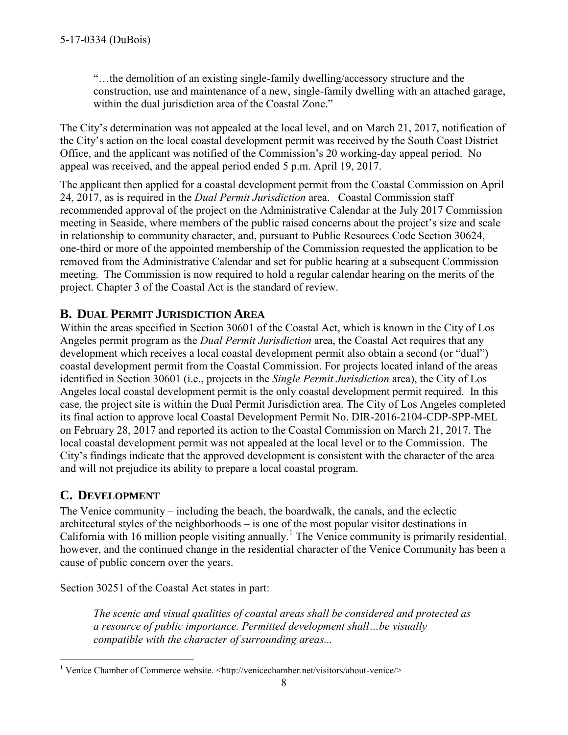> "…the demolition of an existing single-family dwelling/accessory structure and the construction, use and maintenance of a new, single-family dwelling with an attached garage, within the dual jurisdiction area of the Coastal Zone."

The City's determination was not appealed at the local level, and on March 21, 2017, notification of the City's action on the local coastal development permit was received by the South Coast District Office, and the applicant was notified of the Commission's 20 working-day appeal period. No appeal was received, and the appeal period ended 5 p.m. April 19, 2017.

The applicant then applied for a coastal development permit from the Coastal Commission on April 24, 2017, as is required in the *Dual Permit Jurisdiction* area. Coastal Commission staff recommended approval of the project on the Administrative Calendar at the July 2017 Commission meeting in Seaside, where members of the public raised concerns about the project's size and scale in relationship to community character, and, pursuant to Public Resources Code Section 30624, one-third or more of the appointed membership of the Commission requested the application to be removed from the Administrative Calendar and set for public hearing at a subsequent Commission meeting. The Commission is now required to hold a regular calendar hearing on the merits of the project. Chapter 3 of the Coastal Act is the standard of review.

## B. Dual Permit Jurisdiction Area

Within the areas specified in Section 30601 of the Coastal Act, which is known in the City of Los Angeles permit program as the *Dual Permit Jurisdiction* area, the Coastal Act requires that any development which receives a local coastal development permit also obtain a second (or "dual") coastal development permit from the Coastal Commission. For projects located inland of the areas identified in Section 30601 (i.e., projects in the *Single Permit Jurisdiction* area), the City of Los Angeles local coastal development permit is the only coastal development permit required. In this case, the project site is within the Dual Permit Jurisdiction area. The City of Los Angeles completed its final action to approve local Coastal Development Permit No. DIR-2016-2104-CDP-SPP-MEL on February 28, 2017 and reported its action to the Coastal Commission on March 21, 2017. The local coastal development permit was not appealed at the local level or to the Commission. The City's findings indicate that the approved development is consistent with the character of the area and will not prejudice its ability to prepare a local coastal program.

## C. Development

The Venice community – including the beach, the boardwalk, the canals, and the eclectic architectural styles of the neighborhoods – is one of the most popular visitor destinations in California with 16 million people visiting annually.[1] The Venice community is primarily residential, however, and the continued change in the residential character of the Venice Community has been a cause of public concern over the years.

Section 30251 of the Coastal Act states in part:

> *The scenic and visual qualities of coastal areas shall be considered and protected as a resource of public importance. Permitted development shall…be visually compatible with the character of surrounding areas...*

---

[1] Venice Chamber of Commerce website. <http://venicechamber.net/visitors/about-venice/>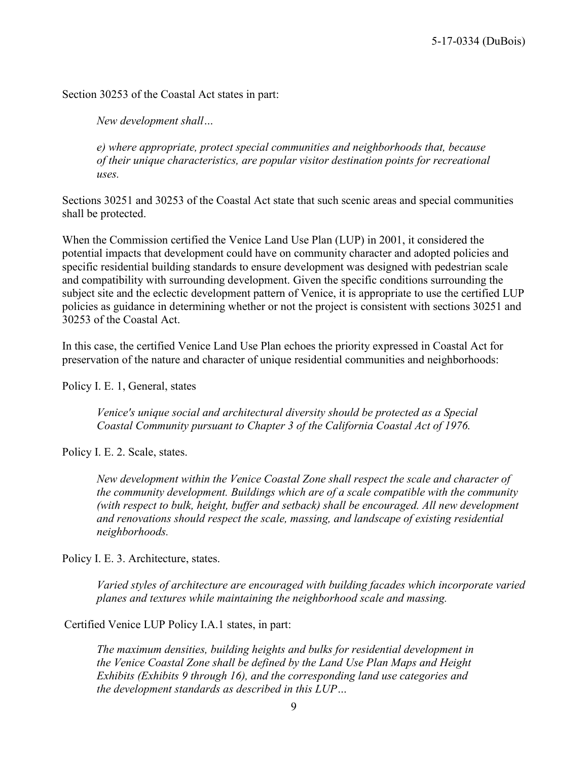Section 30253 of the Coastal Act states in part:

> *New development shall…*
>
> *e) where appropriate, protect special communities and neighborhoods that, because of their unique characteristics, are popular visitor destination points for recreational uses.*

Sections 30251 and 30253 of the Coastal Act state that such scenic areas and special communities shall be protected.

When the Commission certified the Venice Land Use Plan (LUP) in 2001, it considered the potential impacts that development could have on community character and adopted policies and specific residential building standards to ensure development was designed with pedestrian scale and compatibility with surrounding development. Given the specific conditions surrounding the subject site and the eclectic development pattern of Venice, it is appropriate to use the certified LUP policies as guidance in determining whether or not the project is consistent with sections 30251 and 30253 of the Coastal Act.

In this case, the certified Venice Land Use Plan echoes the priority expressed in Coastal Act for preservation of the nature and character of unique residential communities and neighborhoods:

Policy I. E. 1, General, states

> *Venice's unique social and architectural diversity should be protected as a Special Coastal Community pursuant to Chapter 3 of the California Coastal Act of 1976.*

Policy I. E. 2. Scale, states.

> *New development within the Venice Coastal Zone shall respect the scale and character of the community development. Buildings which are of a scale compatible with the community (with respect to bulk, height, buffer and setback) shall be encouraged. All new development and renovations should respect the scale, massing, and landscape of existing residential neighborhoods.*

Policy I. E. 3. Architecture, states.

> *Varied styles of architecture are encouraged with building facades which incorporate varied planes and textures while maintaining the neighborhood scale and massing.*

Certified Venice LUP Policy I.A.1 states, in part:

> *The maximum densities, building heights and bulks for residential development in the Venice Coastal Zone shall be defined by the Land Use Plan Maps and Height Exhibits (Exhibits 9 through 16), and the corresponding land use categories and the development standards as described in this LUP…*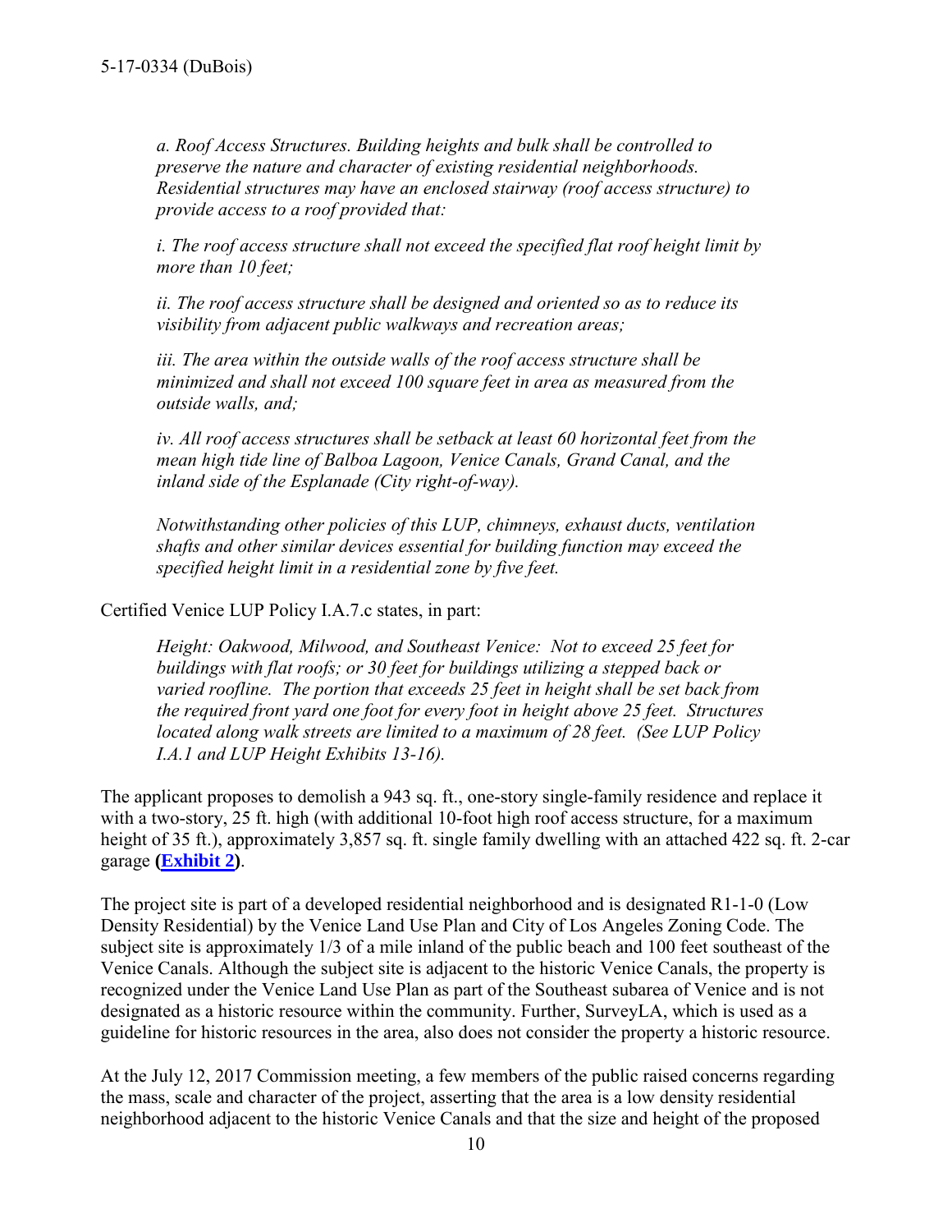*a. Roof Access Structures. Building heights and bulk shall be controlled to preserve the nature and character of existing residential neighborhoods. Residential structures may have an enclosed stairway (roof access structure) to provide access to a roof provided that:*

*i. The roof access structure shall not exceed the specified flat roof height limit by more than 10 feet;*

*ii. The roof access structure shall be designed and oriented so as to reduce its visibility from adjacent public walkways and recreation areas;*

*iii. The area within the outside walls of the roof access structure shall be minimized and shall not exceed 100 square feet in area as measured from the outside walls, and;*

*iv. All roof access structures shall be setback at least 60 horizontal feet from the mean high tide line of Balboa Lagoon, Venice Canals, Grand Canal, and the inland side of the Esplanade (City right-of-way).*

*Notwithstanding other policies of this LUP, chimneys, exhaust ducts, ventilation shafts and other similar devices essential for building function may exceed the specified height limit in a residential zone by five feet.*

Certified Venice LUP Policy I.A.7.c states, in part:

*Height: Oakwood, Milwood, and Southeast Venice: Not to exceed 25 feet for buildings with flat roofs; or 30 feet for buildings utilizing a stepped back or varied roofline. The portion that exceeds 25 feet in height shall be set back from the required front yard one foot for every foot in height above 25 feet. Structures located along walk streets are limited to a maximum of 28 feet. (See LUP Policy I.A.1 and LUP Height Exhibits 13-16).*

The applicant proposes to demolish a 943 sq. ft., one-story single-family residence and replace it with a two-story, 25 ft. high (with additional 10-foot high roof access structure, for a maximum height of 35 ft.), approximately 3,857 sq. ft. single family dwelling with an attached 422 sq. ft. 2-car garage **(Exhibit 2)**.

The project site is part of a developed residential neighborhood and is designated R1-1-0 (Low Density Residential) by the Venice Land Use Plan and City of Los Angeles Zoning Code. The subject site is approximately 1/3 of a mile inland of the public beach and 100 feet southeast of the Venice Canals. Although the subject site is adjacent to the historic Venice Canals, the property is recognized under the Venice Land Use Plan as part of the Southeast subarea of Venice and is not designated as a historic resource within the community. Further, SurveyLA, which is used as a guideline for historic resources in the area, also does not consider the property a historic resource.

At the July 12, 2017 Commission meeting, a few members of the public raised concerns regarding the mass, scale and character of the project, asserting that the area is a low density residential neighborhood adjacent to the historic Venice Canals and that the size and height of the proposed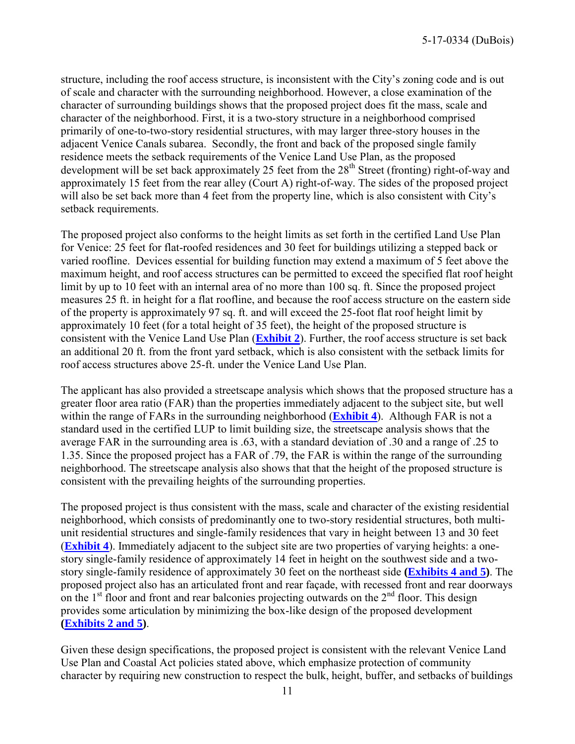structure, including the roof access structure, is inconsistent with the City's zoning code and is out of scale and character with the surrounding neighborhood. However, a close examination of the character of surrounding buildings shows that the proposed project does fit the mass, scale and character of the neighborhood. First, it is a two-story structure in a neighborhood comprised primarily of one-to-two-story residential structures, with may larger three-story houses in the adjacent Venice Canals subarea. Secondly, the front and back of the proposed single family residence meets the setback requirements of the Venice Land Use Plan, as the proposed development will be set back approximately 25 feet from the 28th Street (fronting) right-of-way and approximately 15 feet from the rear alley (Court A) right-of-way. The sides of the proposed project will also be set back more than 4 feet from the property line, which is also consistent with City's setback requirements.

The proposed project also conforms to the height limits as set forth in the certified Land Use Plan for Venice: 25 feet for flat-roofed residences and 30 feet for buildings utilizing a stepped back or varied roofline. Devices essential for building function may extend a maximum of 5 feet above the maximum height, and roof access structures can be permitted to exceed the specified flat roof height limit by up to 10 feet with an internal area of no more than 100 sq. ft. Since the proposed project measures 25 ft. in height for a flat roofline, and because the roof access structure on the eastern side of the property is approximately 97 sq. ft. and will exceed the 25-foot flat roof height limit by approximately 10 feet (for a total height of 35 feet), the height of the proposed structure is consistent with the Venice Land Use Plan (**Exhibit 2**). Further, the roof access structure is set back an additional 20 ft. from the front yard setback, which is also consistent with the setback limits for roof access structures above 25-ft. under the Venice Land Use Plan.

The applicant has also provided a streetscape analysis which shows that the proposed structure has a greater floor area ratio (FAR) than the properties immediately adjacent to the subject site, but well within the range of FARs in the surrounding neighborhood (**Exhibit 4**). Although FAR is not a standard used in the certified LUP to limit building size, the streetscape analysis shows that the average FAR in the surrounding area is .63, with a standard deviation of .30 and a range of .25 to 1.35. Since the proposed project has a FAR of .79, the FAR is within the range of the surrounding neighborhood. The streetscape analysis also shows that that the height of the proposed structure is consistent with the prevailing heights of the surrounding properties.

The proposed project is thus consistent with the mass, scale and character of the existing residential neighborhood, which consists of predominantly one to two-story residential structures, both multi-unit residential structures and single-family residences that vary in height between 13 and 30 feet (**Exhibit 4**). Immediately adjacent to the subject site are two properties of varying heights: a one-story single-family residence of approximately 14 feet in height on the southwest side and a two-story single-family residence of approximately 30 feet on the northeast side **(Exhibits 4 and 5)**. The proposed project also has an articulated front and rear façade, with recessed front and rear doorways on the 1st floor and front and rear balconies projecting outwards on the 2nd floor. This design provides some articulation by minimizing the box-like design of the proposed development **(Exhibits 2 and 5)**.

Given these design specifications, the proposed project is consistent with the relevant Venice Land Use Plan and Coastal Act policies stated above, which emphasize protection of community character by requiring new construction to respect the bulk, height, buffer, and setbacks of buildings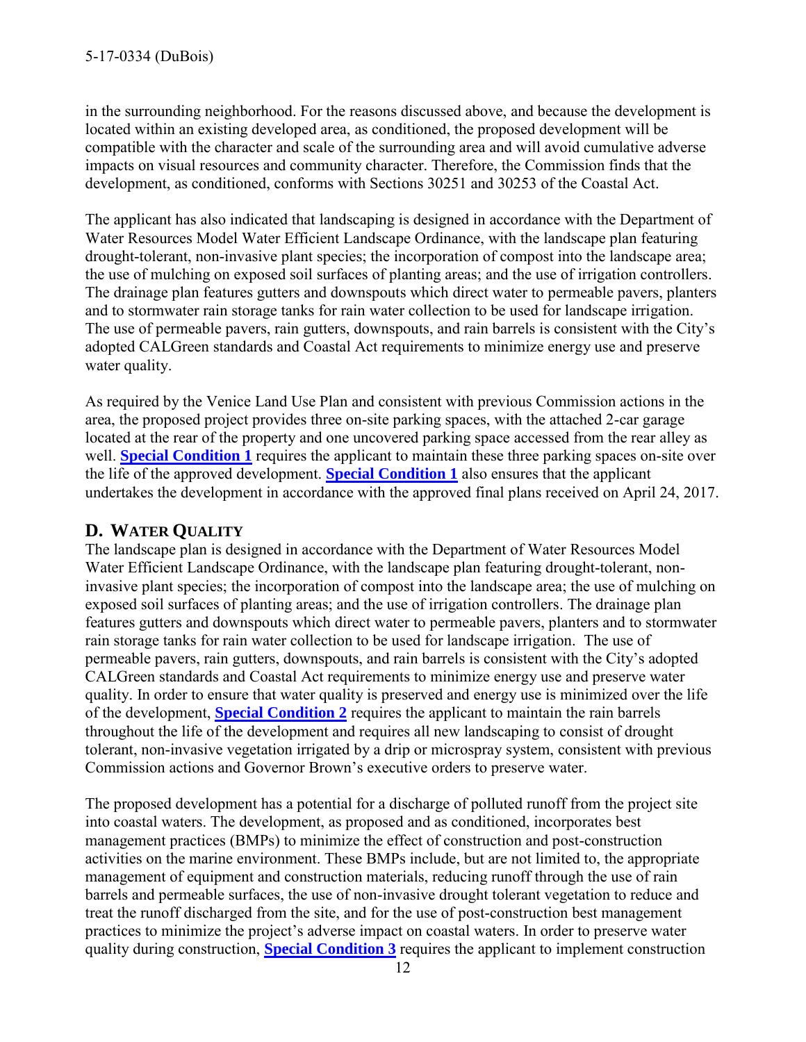in the surrounding neighborhood. For the reasons discussed above, and because the development is located within an existing developed area, as conditioned, the proposed development will be compatible with the character and scale of the surrounding area and will avoid cumulative adverse impacts on visual resources and community character. Therefore, the Commission finds that the development, as conditioned, conforms with Sections 30251 and 30253 of the Coastal Act.

The applicant has also indicated that landscaping is designed in accordance with the Department of Water Resources Model Water Efficient Landscape Ordinance, with the landscape plan featuring drought-tolerant, non-invasive plant species; the incorporation of compost into the landscape area; the use of mulching on exposed soil surfaces of planting areas; and the use of irrigation controllers. The drainage plan features gutters and downspouts which direct water to permeable pavers, planters and to stormwater rain storage tanks for rain water collection to be used for landscape irrigation. The use of permeable pavers, rain gutters, downspouts, and rain barrels is consistent with the City's adopted CALGreen standards and Coastal Act requirements to minimize energy use and preserve water quality.

As required by the Venice Land Use Plan and consistent with previous Commission actions in the area, the proposed project provides three on-site parking spaces, with the attached 2-car garage located at the rear of the property and one uncovered parking space accessed from the rear alley as well. **Special Condition 1** requires the applicant to maintain these three parking spaces on-site over the life of the approved development. **Special Condition 1** also ensures that the applicant undertakes the development in accordance with the approved final plans received on April 24, 2017.

## D. Water Quality

The landscape plan is designed in accordance with the Department of Water Resources Model Water Efficient Landscape Ordinance, with the landscape plan featuring drought-tolerant, non-invasive plant species; the incorporation of compost into the landscape area; the use of mulching on exposed soil surfaces of planting areas; and the use of irrigation controllers. The drainage plan features gutters and downspouts which direct water to permeable pavers, planters and to stormwater rain storage tanks for rain water collection to be used for landscape irrigation. The use of permeable pavers, rain gutters, downspouts, and rain barrels is consistent with the City's adopted CALGreen standards and Coastal Act requirements to minimize energy use and preserve water quality. In order to ensure that water quality is preserved and energy use is minimized over the life of the development, **Special Condition 2** requires the applicant to maintain the rain barrels throughout the life of the development and requires all new landscaping to consist of drought tolerant, non-invasive vegetation irrigated by a drip or microspray system, consistent with previous Commission actions and Governor Brown's executive orders to preserve water.

The proposed development has a potential for a discharge of polluted runoff from the project site into coastal waters. The development, as proposed and as conditioned, incorporates best management practices (BMPs) to minimize the effect of construction and post-construction activities on the marine environment. These BMPs include, but are not limited to, the appropriate management of equipment and construction materials, reducing runoff through the use of rain barrels and permeable surfaces, the use of non-invasive drought tolerant vegetation to reduce and treat the runoff discharged from the site, and for the use of post-construction best management practices to minimize the project's adverse impact on coastal waters. In order to preserve water quality during construction, **Special Condition 3** requires the applicant to implement construction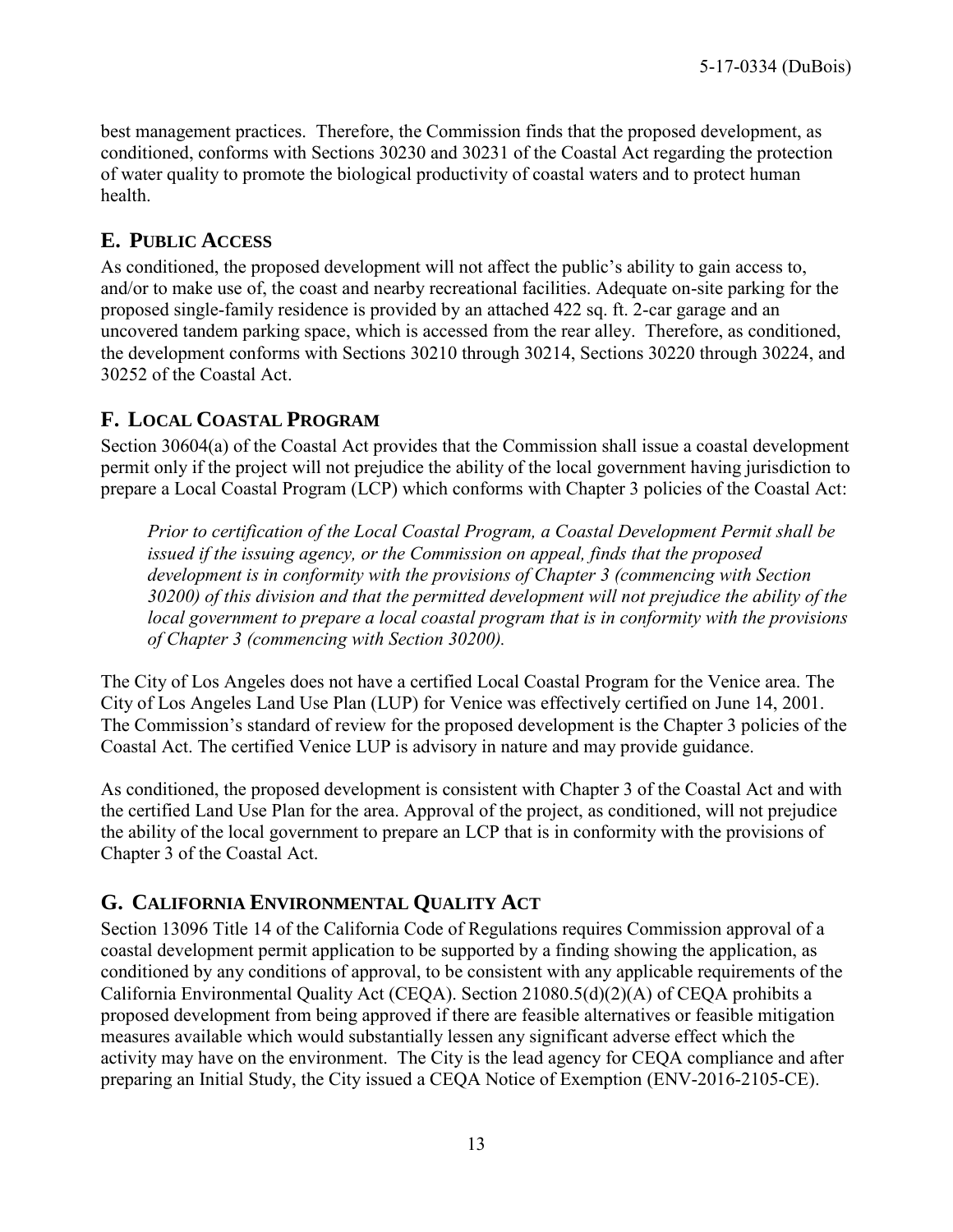best management practices. Therefore, the Commission finds that the proposed development, as conditioned, conforms with Sections 30230 and 30231 of the Coastal Act regarding the protection of water quality to promote the biological productivity of coastal waters and to protect human health.

## E. PUBLIC ACCESS

As conditioned, the proposed development will not affect the public's ability to gain access to, and/or to make use of, the coast and nearby recreational facilities. Adequate on-site parking for the proposed single-family residence is provided by an attached 422 sq. ft. 2-car garage and an uncovered tandem parking space, which is accessed from the rear alley. Therefore, as conditioned, the development conforms with Sections 30210 through 30214, Sections 30220 through 30224, and 30252 of the Coastal Act.

## F. LOCAL COASTAL PROGRAM

Section 30604(a) of the Coastal Act provides that the Commission shall issue a coastal development permit only if the project will not prejudice the ability of the local government having jurisdiction to prepare a Local Coastal Program (LCP) which conforms with Chapter 3 policies of the Coastal Act:

> *Prior to certification of the Local Coastal Program, a Coastal Development Permit shall be issued if the issuing agency, or the Commission on appeal, finds that the proposed development is in conformity with the provisions of Chapter 3 (commencing with Section 30200) of this division and that the permitted development will not prejudice the ability of the local government to prepare a local coastal program that is in conformity with the provisions of Chapter 3 (commencing with Section 30200).*

The City of Los Angeles does not have a certified Local Coastal Program for the Venice area. The City of Los Angeles Land Use Plan (LUP) for Venice was effectively certified on June 14, 2001. The Commission's standard of review for the proposed development is the Chapter 3 policies of the Coastal Act. The certified Venice LUP is advisory in nature and may provide guidance.

As conditioned, the proposed development is consistent with Chapter 3 of the Coastal Act and with the certified Land Use Plan for the area. Approval of the project, as conditioned, will not prejudice the ability of the local government to prepare an LCP that is in conformity with the provisions of Chapter 3 of the Coastal Act.

## G. CALIFORNIA ENVIRONMENTAL QUALITY ACT

Section 13096 Title 14 of the California Code of Regulations requires Commission approval of a coastal development permit application to be supported by a finding showing the application, as conditioned by any conditions of approval, to be consistent with any applicable requirements of the California Environmental Quality Act (CEQA). Section 21080.5(d)(2)(A) of CEQA prohibits a proposed development from being approved if there are feasible alternatives or feasible mitigation measures available which would substantially lessen any significant adverse effect which the activity may have on the environment. The City is the lead agency for CEQA compliance and after preparing an Initial Study, the City issued a CEQA Notice of Exemption (ENV-2016-2105-CE).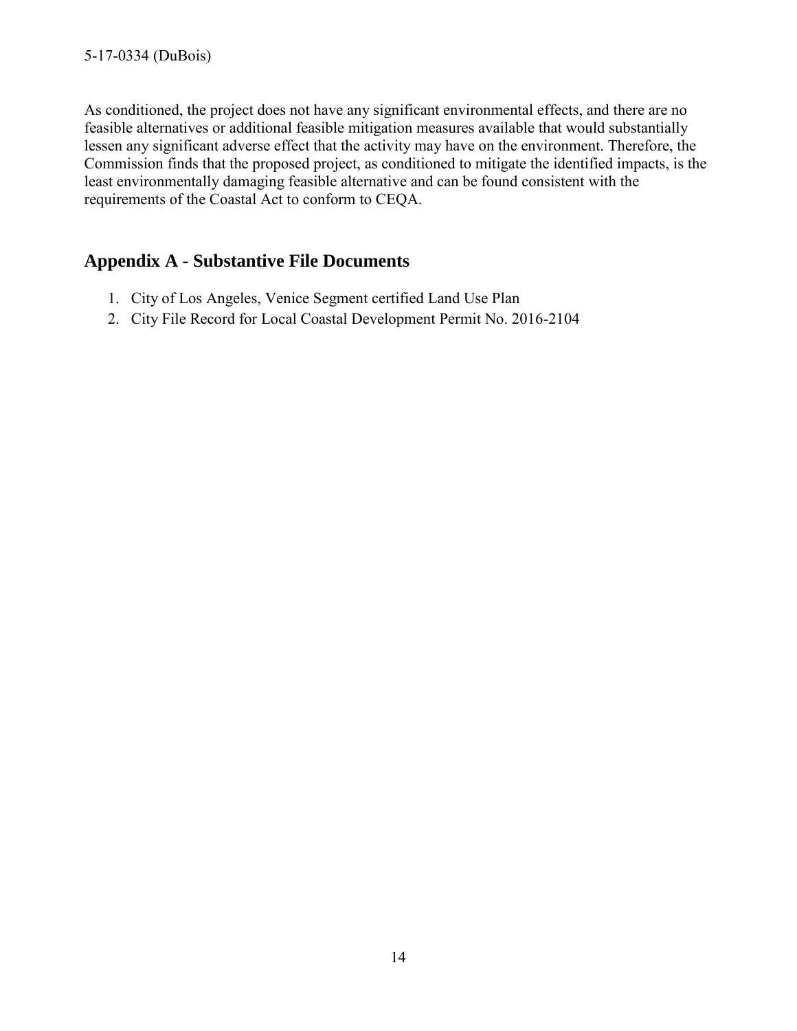As conditioned, the project does not have any significant environmental effects, and there are no feasible alternatives or additional feasible mitigation measures available that would substantially lessen any significant adverse effect that the activity may have on the environment. Therefore, the Commission finds that the proposed project, as conditioned to mitigate the identified impacts, is the least environmentally damaging feasible alternative and can be found consistent with the requirements of the Coastal Act to conform to CEQA.

## Appendix A - Substantive File Documents

1. City of Los Angeles, Venice Segment certified Land Use Plan
2. City File Record for Local Coastal Development Permit No. 2016-2104